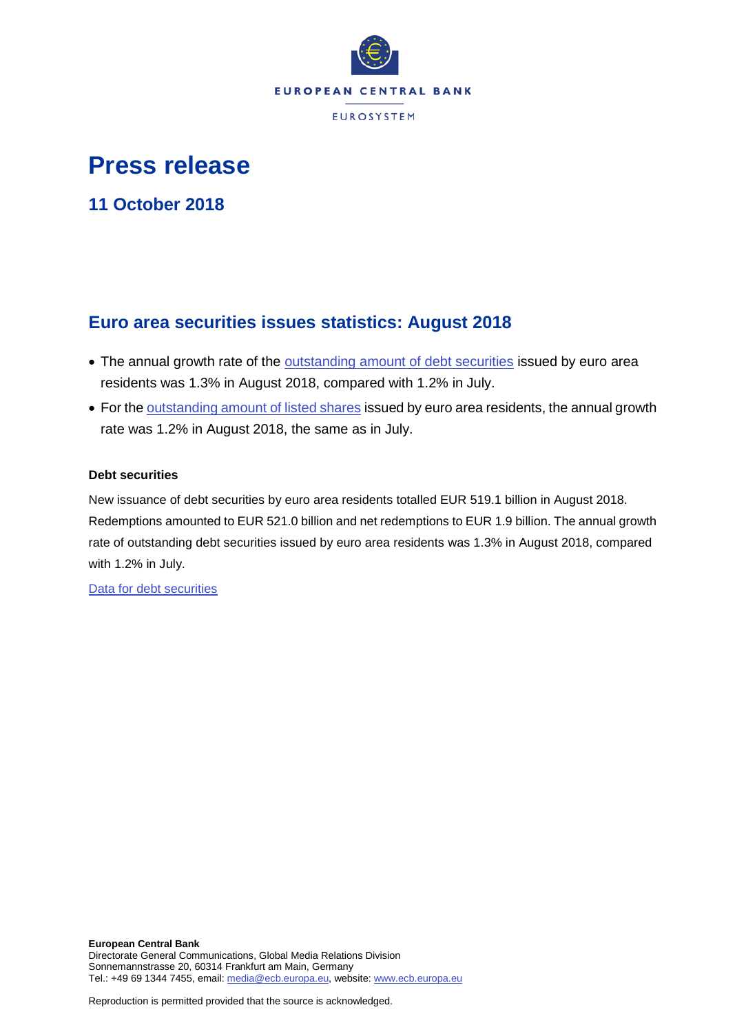EUROPEAN CENTRAL BANK

EUROSYSTEM

# Press release

## 11 October 2018

## Euro area securities issues statistics: August 2018

- The annual growth rate of the outstanding amount of debt securities issued by euro area residents was 1.3% in August 2018, compared with 1.2% in July.
- For the outstanding amount of listed shares issued by euro area residents, the annual growth rate was 1.2% in August 2018, the same as in July.

### Debt securities

New issuance of debt securities by euro area residents totalled EUR 519.1 billion in August 2018. Redemptions amounted to EUR 521.0 billion and net redemptions to EUR 1.9 billion. The annual growth rate of outstanding debt securities issued by euro area residents was 1.3% in August 2018, compared with 1.2% in July.

Data for debt securities

**European Central Bank**
Directorate General Communications, Global Media Relations Division
Sonnemannstrasse 20, 60314 Frankfurt am Main, Germany
Tel.: +49 69 1344 7455, email: media@ecb.europa.eu, website: www.ecb.europa.eu

Reproduction is permitted provided that the source is acknowledged.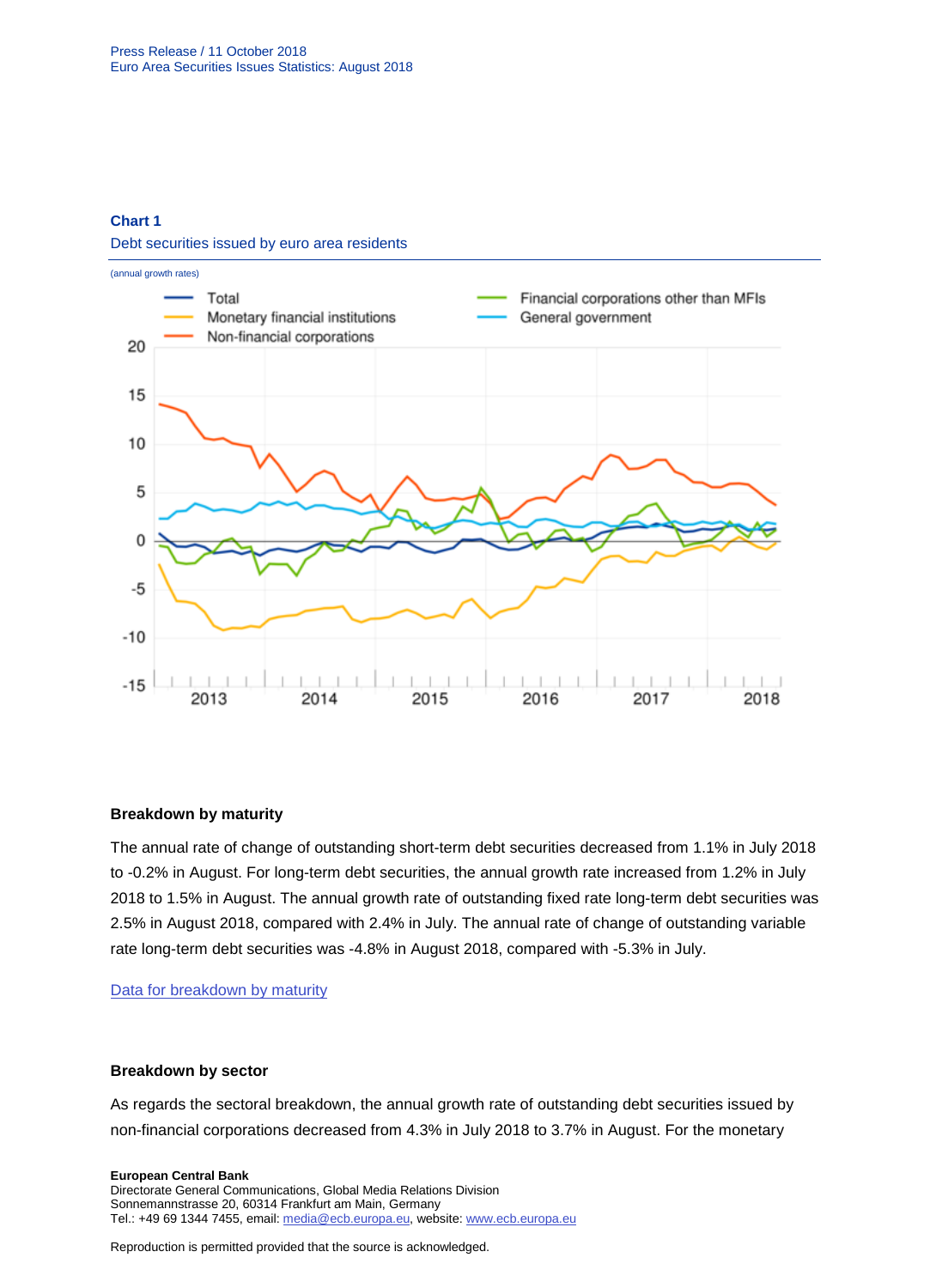**Chart 1**

Debt securities issued by euro area residents

(annual growth rates)

**Breakdown by maturity**

The annual rate of change of outstanding short-term debt securities decreased from 1.1% in July 2018 to -0.2% in August. For long-term debt securities, the annual growth rate increased from 1.2% in July 2018 to 1.5% in August. The annual growth rate of outstanding fixed rate long-term debt securities was 2.5% in August 2018, compared with 2.4% in July. The annual rate of change of outstanding variable rate long-term debt securities was -4.8% in August 2018, compared with -5.3% in July.

Data for breakdown by maturity

**Breakdown by sector**

As regards the sectoral breakdown, the annual growth rate of outstanding debt securities issued by non-financial corporations decreased from 4.3% in July 2018 to 3.7% in August. For the monetary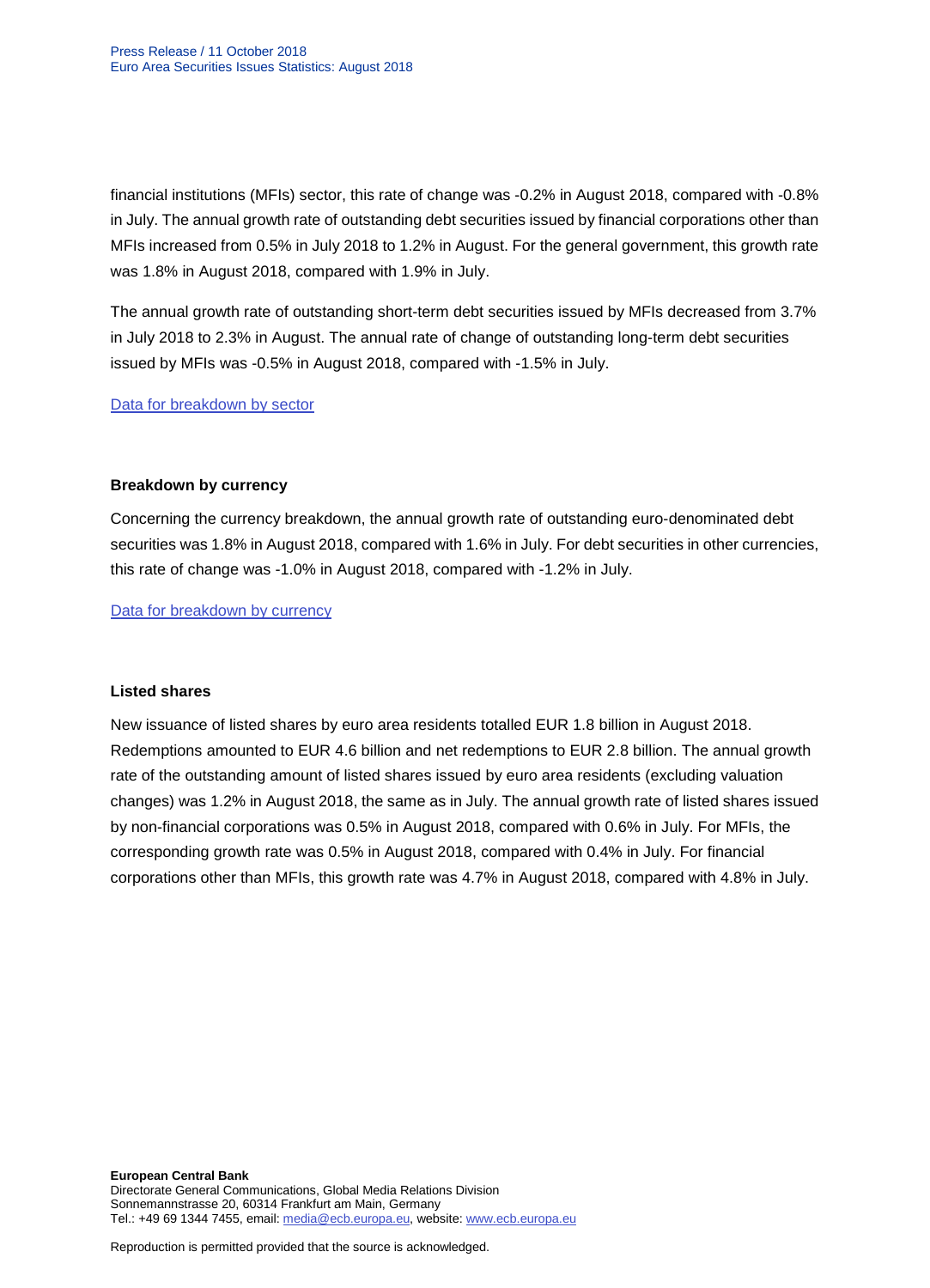financial institutions (MFIs) sector, this rate of change was -0.2% in August 2018, compared with -0.8% in July. The annual growth rate of outstanding debt securities issued by financial corporations other than MFIs increased from 0.5% in July 2018 to 1.2% in August. For the general government, this growth rate was 1.8% in August 2018, compared with 1.9% in July.

The annual growth rate of outstanding short-term debt securities issued by MFIs decreased from 3.7% in July 2018 to 2.3% in August. The annual rate of change of outstanding long-term debt securities issued by MFIs was -0.5% in August 2018, compared with -1.5% in July.

Data for breakdown by sector

### Breakdown by currency

Concerning the currency breakdown, the annual growth rate of outstanding euro-denominated debt securities was 1.8% in August 2018, compared with 1.6% in July. For debt securities in other currencies, this rate of change was -1.0% in August 2018, compared with -1.2% in July.

Data for breakdown by currency

### Listed shares

New issuance of listed shares by euro area residents totalled EUR 1.8 billion in August 2018. Redemptions amounted to EUR 4.6 billion and net redemptions to EUR 2.8 billion. The annual growth rate of the outstanding amount of listed shares issued by euro area residents (excluding valuation changes) was 1.2% in August 2018, the same as in July. The annual growth rate of listed shares issued by non-financial corporations was 0.5% in August 2018, compared with 0.6% in July. For MFIs, the corresponding growth rate was 0.5% in August 2018, compared with 0.4% in July. For financial corporations other than MFIs, this growth rate was 4.7% in August 2018, compared with 4.8% in July.

**European Central Bank**
Directorate General Communications, Global Media Relations Division
Sonnemannstrasse 20, 60314 Frankfurt am Main, Germany
Tel.: +49 69 1344 7455, email: media@ecb.europa.eu, website: www.ecb.europa.eu

Reproduction is permitted provided that the source is acknowledged.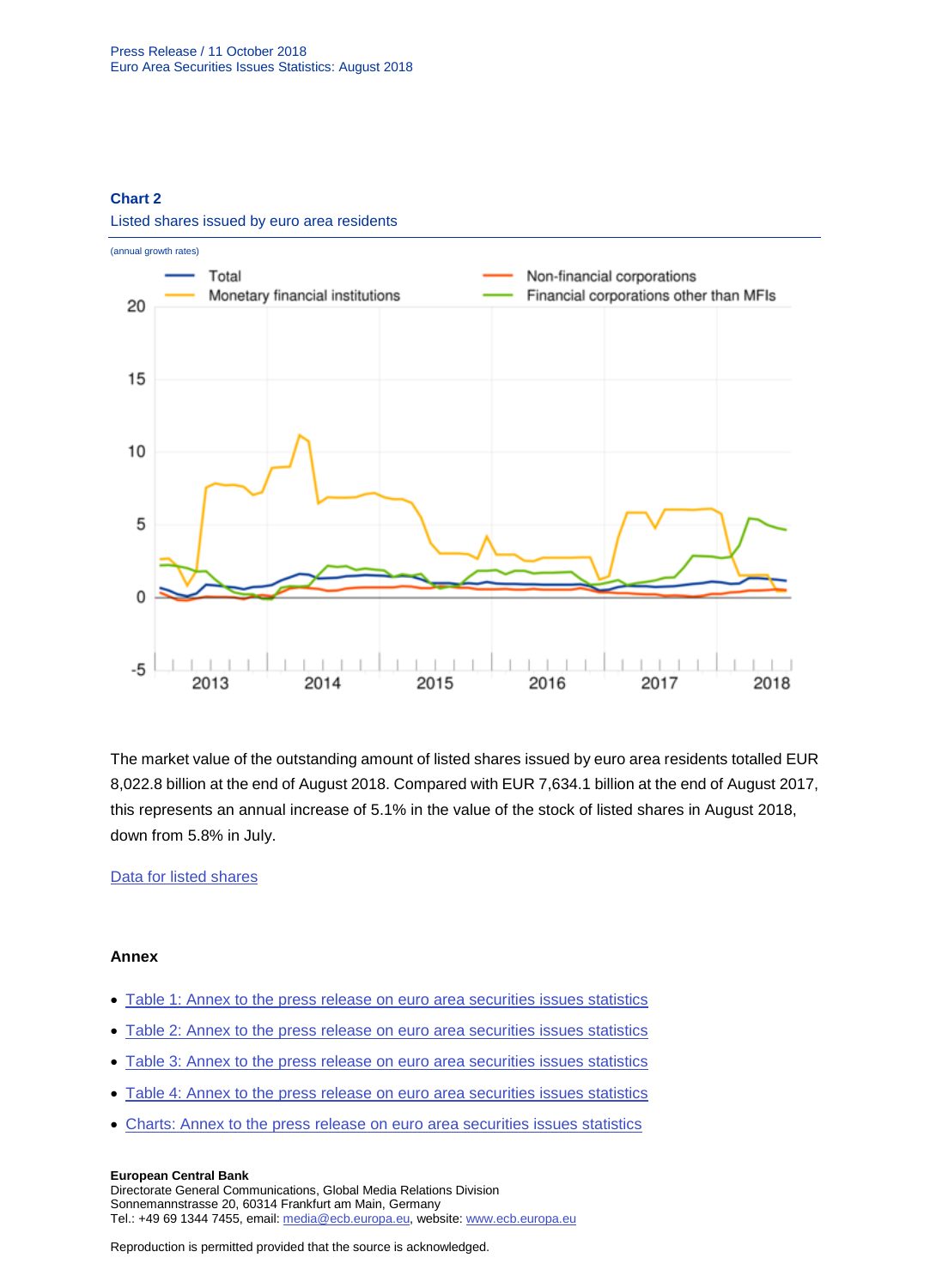**Chart 2**

Listed shares issued by euro area residents

(annual growth rates)

The market value of the outstanding amount of listed shares issued by euro area residents totalled EUR 8,022.8 billion at the end of August 2018. Compared with EUR 7,634.1 billion at the end of August 2017, this represents an annual increase of 5.1% in the value of the stock of listed shares in August 2018, down from 5.8% in July.

Data for listed shares

**Annex**

- Table 1: Annex to the press release on euro area securities issues statistics
- Table 2: Annex to the press release on euro area securities issues statistics
- Table 3: Annex to the press release on euro area securities issues statistics
- Table 4: Annex to the press release on euro area securities issues statistics
- Charts: Annex to the press release on euro area securities issues statistics

**European Central Bank**
Directorate General Communications, Global Media Relations Division
Sonnemannstrasse 20, 60314 Frankfurt am Main, Germany
Tel.: +49 69 1344 7455, email: media@ecb.europa.eu, website: www.ecb.europa.eu

Reproduction is permitted provided that the source is acknowledged.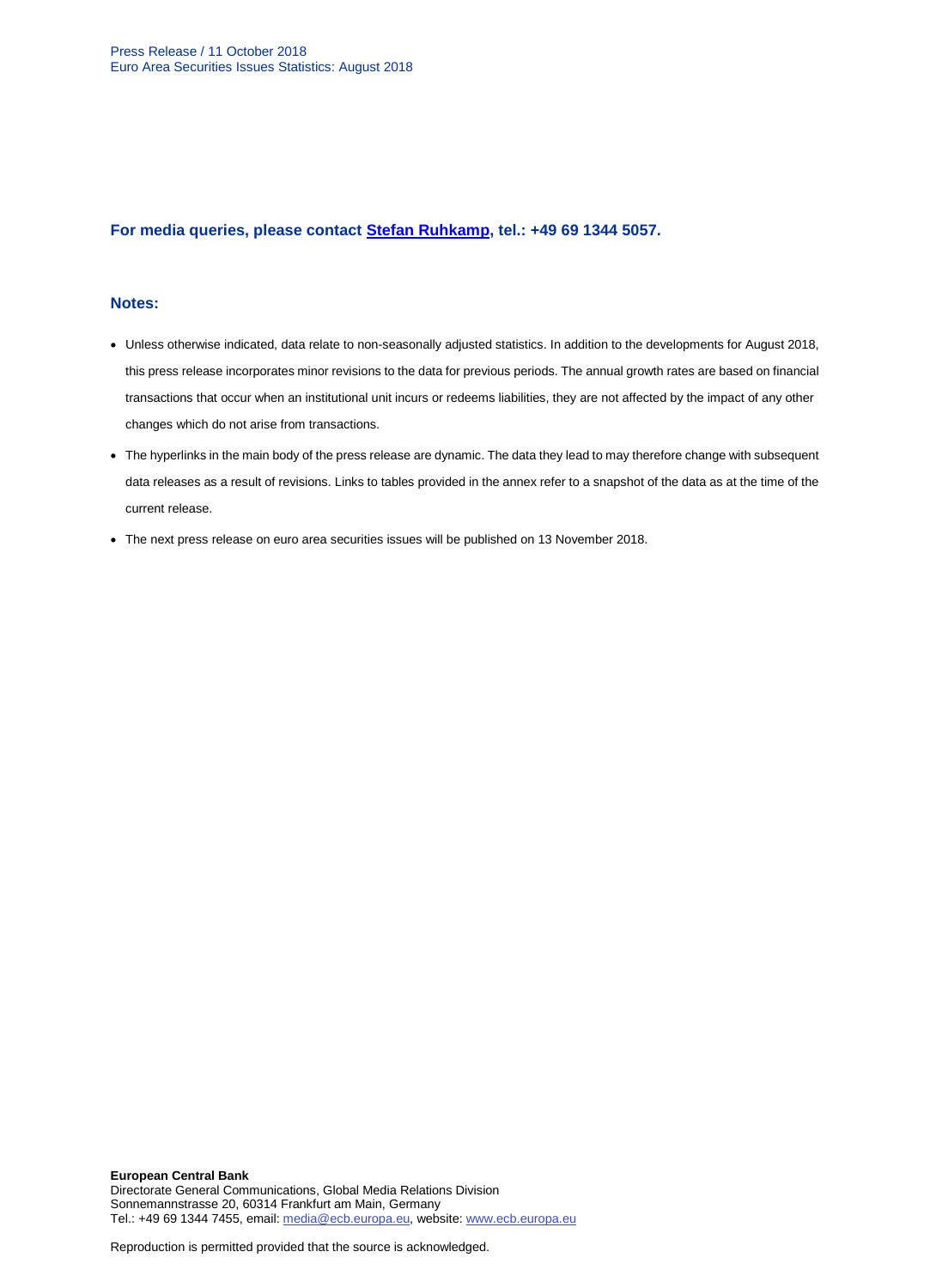**For media queries, please contact Stefan Ruhkamp, tel.: +49 69 1344 5057.**

## Notes:

- Unless otherwise indicated, data relate to non-seasonally adjusted statistics. In addition to the developments for August 2018, this press release incorporates minor revisions to the data for previous periods. The annual growth rates are based on financial transactions that occur when an institutional unit incurs or redeems liabilities, they are not affected by the impact of any other changes which do not arise from transactions.
- The hyperlinks in the main body of the press release are dynamic. The data they lead to may therefore change with subsequent data releases as a result of revisions. Links to tables provided in the annex refer to a snapshot of the data as at the time of the current release.
- The next press release on euro area securities issues will be published on 13 November 2018.

**European Central Bank**
Directorate General Communications, Global Media Relations Division
Sonnemannstrasse 20, 60314 Frankfurt am Main, Germany
Tel.: +49 69 1344 7455, email: media@ecb.europa.eu, website: www.ecb.europa.eu

Reproduction is permitted provided that the source is acknowledged.